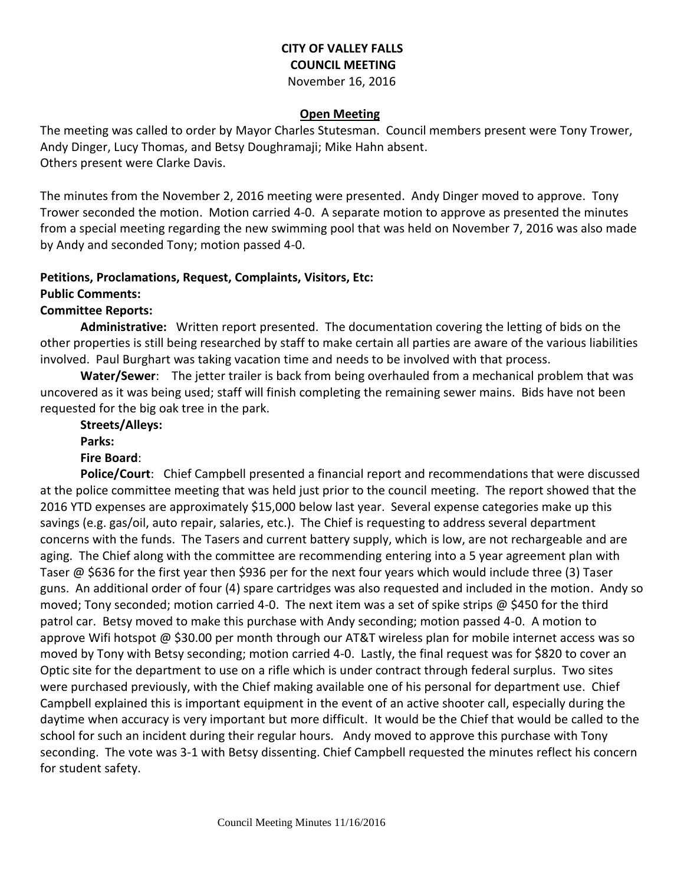# CITY OF VALLEY FALLS
## COUNCIL MEETING
November 16, 2016

### Open Meeting

The meeting was called to order by Mayor Charles Stutesman. Council members present were Tony Trower, Andy Dinger, Lucy Thomas, and Betsy Doughramaji; Mike Hahn absent.
Others present were Clarke Davis.

The minutes from the November 2, 2016 meeting were presented. Andy Dinger moved to approve. Tony Trower seconded the motion. Motion carried 4-0. A separate motion to approve as presented the minutes from a special meeting regarding the new swimming pool that was held on November 7, 2016 was also made by Andy and seconded Tony; motion passed 4-0.

**Petitions, Proclamations, Request, Complaints, Visitors, Etc:**

**Public Comments:**

**Committee Reports:**

**Administrative:** Written report presented. The documentation covering the letting of bids on the other properties is still being researched by staff to make certain all parties are aware of the various liabilities involved. Paul Burghart was taking vacation time and needs to be involved with that process.

**Water/Sewer**: The jetter trailer is back from being overhauled from a mechanical problem that was uncovered as it was being used; staff will finish completing the remaining sewer mains. Bids have not been requested for the big oak tree in the park.

**Streets/Alleys:**

**Parks:**

**Fire Board**:

**Police/Court**: Chief Campbell presented a financial report and recommendations that were discussed at the police committee meeting that was held just prior to the council meeting. The report showed that the 2016 YTD expenses are approximately $15,000 below last year. Several expense categories make up this savings (e.g. gas/oil, auto repair, salaries, etc.). The Chief is requesting to address several department concerns with the funds. The Tasers and current battery supply, which is low, are not rechargeable and are aging. The Chief along with the committee are recommending entering into a 5 year agreement plan with Taser @ $636 for the first year then $936 per for the next four years which would include three (3) Taser guns. An additional order of four (4) spare cartridges was also requested and included in the motion. Andy so moved; Tony seconded; motion carried 4-0. The next item was a set of spike strips @ $450 for the third patrol car. Betsy moved to make this purchase with Andy seconding; motion passed 4-0. A motion to approve Wifi hotspot @ $30.00 per month through our AT&T wireless plan for mobile internet access was so moved by Tony with Betsy seconding; motion carried 4-0. Lastly, the final request was for $820 to cover an Optic site for the department to use on a rifle which is under contract through federal surplus. Two sites were purchased previously, with the Chief making available one of his personal for department use. Chief Campbell explained this is important equipment in the event of an active shooter call, especially during the daytime when accuracy is very important but more difficult. It would be the Chief that would be called to the school for such an incident during their regular hours. Andy moved to approve this purchase with Tony seconding. The vote was 3-1 with Betsy dissenting. Chief Campbell requested the minutes reflect his concern for student safety.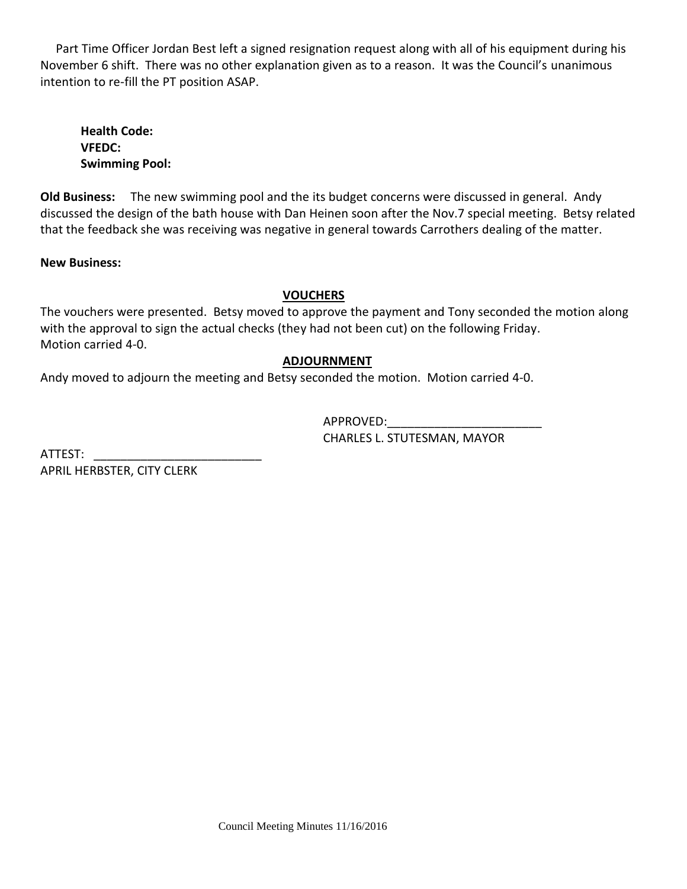Part Time Officer Jordan Best left a signed resignation request along with all of his equipment during his November 6 shift. There was no other explanation given as to a reason. It was the Council's unanimous intention to re-fill the PT position ASAP.

**Health Code:**
**VFEDC:**
**Swimming Pool:**

**Old Business:** The new swimming pool and the its budget concerns were discussed in general. Andy discussed the design of the bath house with Dan Heinen soon after the Nov.7 special meeting. Betsy related that the feedback she was receiving was negative in general towards Carrothers dealing of the matter.

**New Business:**

**VOUCHERS**

The vouchers were presented. Betsy moved to approve the payment and Tony seconded the motion along with the approval to sign the actual checks (they had not been cut) on the following Friday.
Motion carried 4-0.

**ADJOURNMENT**

Andy moved to adjourn the meeting and Betsy seconded the motion. Motion carried 4-0.

APPROVED:_______________________
CHARLES L. STUTESMAN, MAYOR

ATTEST: _________________________
APRIL HERBSTER, CITY CLERK

Council Meeting Minutes 11/16/2016